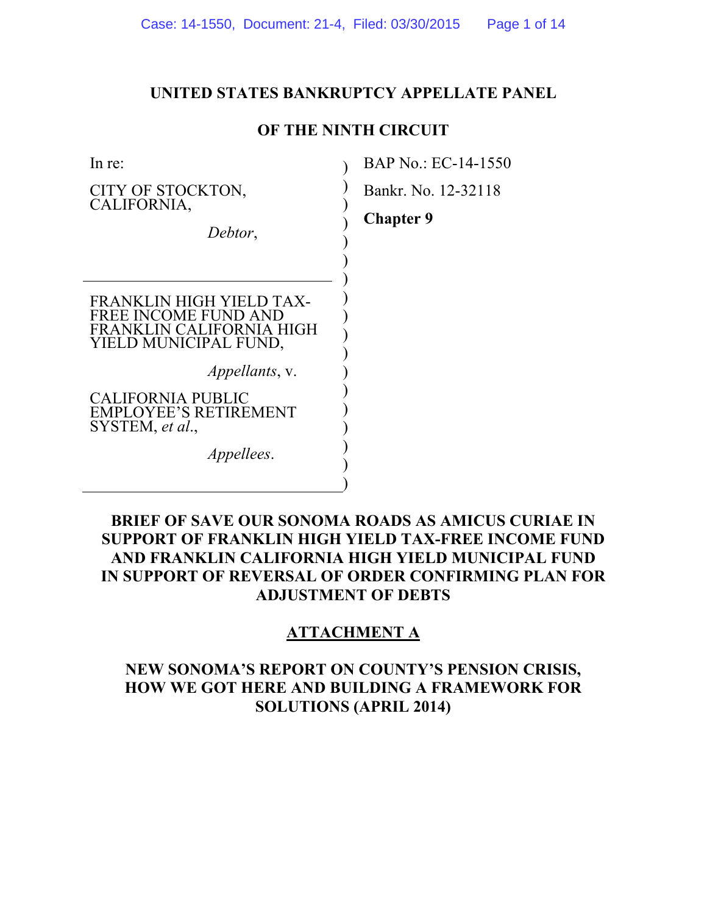**UNITED STATES BANKRUPTCY APPELLATE PANEL**

**OF THE NINTH CIRCUIT**

| | |
|---|---|
| In re:<br><br>CITY OF STOCKTON, CALIFORNIA,<br><br>*Debtor*, | BAP No.: EC-14-1550<br><br>Bankr. No. 12-32118<br><br>**Chapter 9** |
| FRANKLIN HIGH YIELD TAX-FREE INCOME FUND AND FRANKLIN CALIFORNIA HIGH YIELD MUNICIPAL FUND,<br><br>*Appellants*, v.<br><br>CALIFORNIA PUBLIC EMPLOYEE'S RETIREMENT SYSTEM, *et al*.,<br><br>*Appellees*. | |

**BRIEF OF SAVE OUR SONOMA ROADS AS AMICUS CURIAE IN SUPPORT OF FRANKLIN HIGH YIELD TAX-FREE INCOME FUND AND FRANKLIN CALIFORNIA HIGH YIELD MUNICIPAL FUND IN SUPPORT OF REVERSAL OF ORDER CONFIRMING PLAN FOR ADJUSTMENT OF DEBTS**

**ATTACHMENT A**

**NEW SONOMA'S REPORT ON COUNTY'S PENSION CRISIS, HOW WE GOT HERE AND BUILDING A FRAMEWORK FOR SOLUTIONS (APRIL 2014)**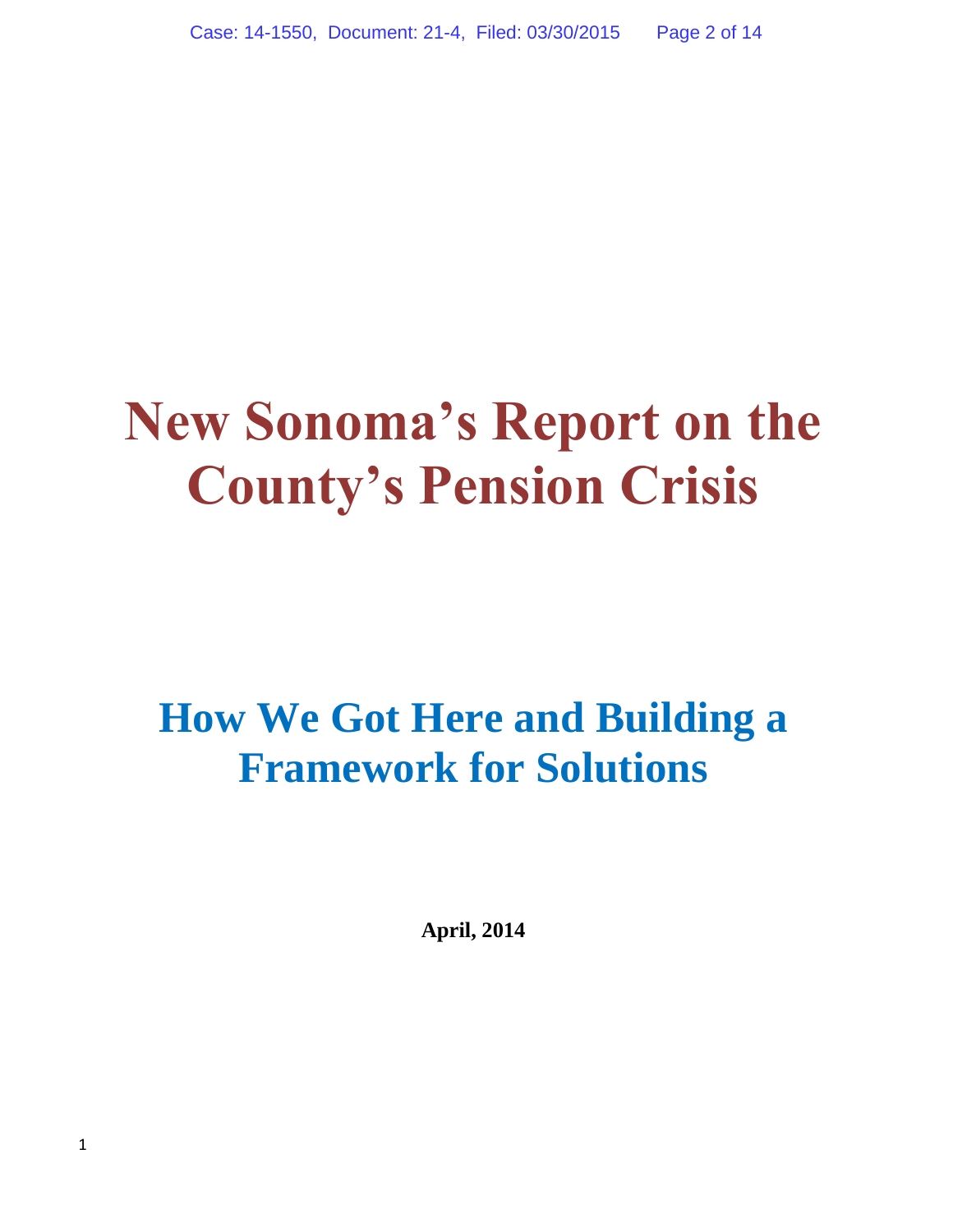# New Sonoma's Report on the County's Pension Crisis

## How We Got Here and Building a Framework for Solutions

**April, 2014**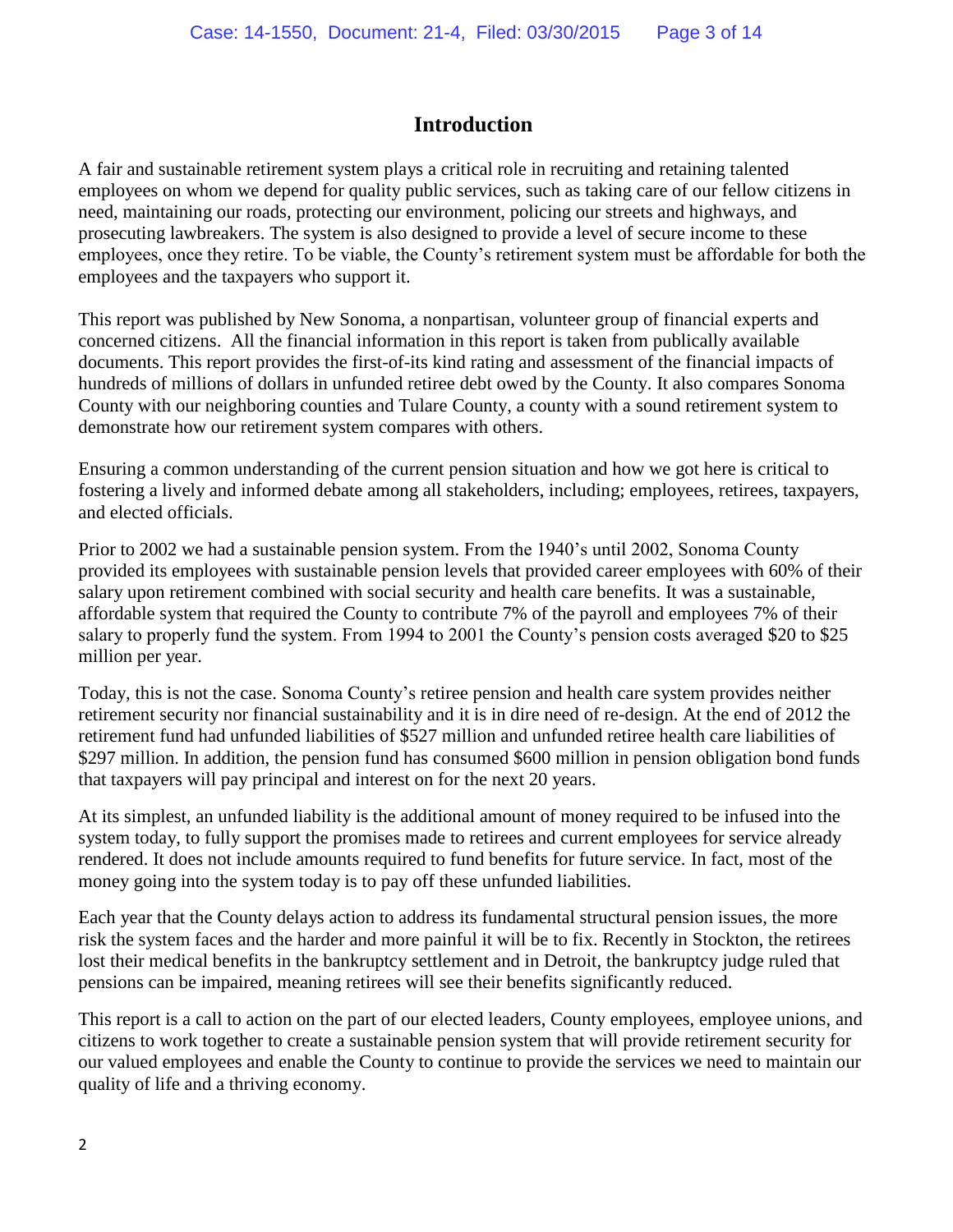## Introduction

A fair and sustainable retirement system plays a critical role in recruiting and retaining talented employees on whom we depend for quality public services, such as taking care of our fellow citizens in need, maintaining our roads, protecting our environment, policing our streets and highways, and prosecuting lawbreakers. The system is also designed to provide a level of secure income to these employees, once they retire. To be viable, the County's retirement system must be affordable for both the employees and the taxpayers who support it.

This report was published by New Sonoma, a nonpartisan, volunteer group of financial experts and concerned citizens. All the financial information in this report is taken from publically available documents. This report provides the first-of-its kind rating and assessment of the financial impacts of hundreds of millions of dollars in unfunded retiree debt owed by the County. It also compares Sonoma County with our neighboring counties and Tulare County, a county with a sound retirement system to demonstrate how our retirement system compares with others.

Ensuring a common understanding of the current pension situation and how we got here is critical to fostering a lively and informed debate among all stakeholders, including; employees, retirees, taxpayers, and elected officials.

Prior to 2002 we had a sustainable pension system. From the 1940's until 2002, Sonoma County provided its employees with sustainable pension levels that provided career employees with 60% of their salary upon retirement combined with social security and health care benefits. It was a sustainable, affordable system that required the County to contribute 7% of the payroll and employees 7% of their salary to properly fund the system. From 1994 to 2001 the County's pension costs averaged $20 to $25 million per year.

Today, this is not the case. Sonoma County's retiree pension and health care system provides neither retirement security nor financial sustainability and it is in dire need of re-design. At the end of 2012 the retirement fund had unfunded liabilities of $527 million and unfunded retiree health care liabilities of $297 million. In addition, the pension fund has consumed $600 million in pension obligation bond funds that taxpayers will pay principal and interest on for the next 20 years.

At its simplest, an unfunded liability is the additional amount of money required to be infused into the system today, to fully support the promises made to retirees and current employees for service already rendered. It does not include amounts required to fund benefits for future service. In fact, most of the money going into the system today is to pay off these unfunded liabilities.

Each year that the County delays action to address its fundamental structural pension issues, the more risk the system faces and the harder and more painful it will be to fix. Recently in Stockton, the retirees lost their medical benefits in the bankruptcy settlement and in Detroit, the bankruptcy judge ruled that pensions can be impaired, meaning retirees will see their benefits significantly reduced.

This report is a call to action on the part of our elected leaders, County employees, employee unions, and citizens to work together to create a sustainable pension system that will provide retirement security for our valued employees and enable the County to continue to provide the services we need to maintain our quality of life and a thriving economy.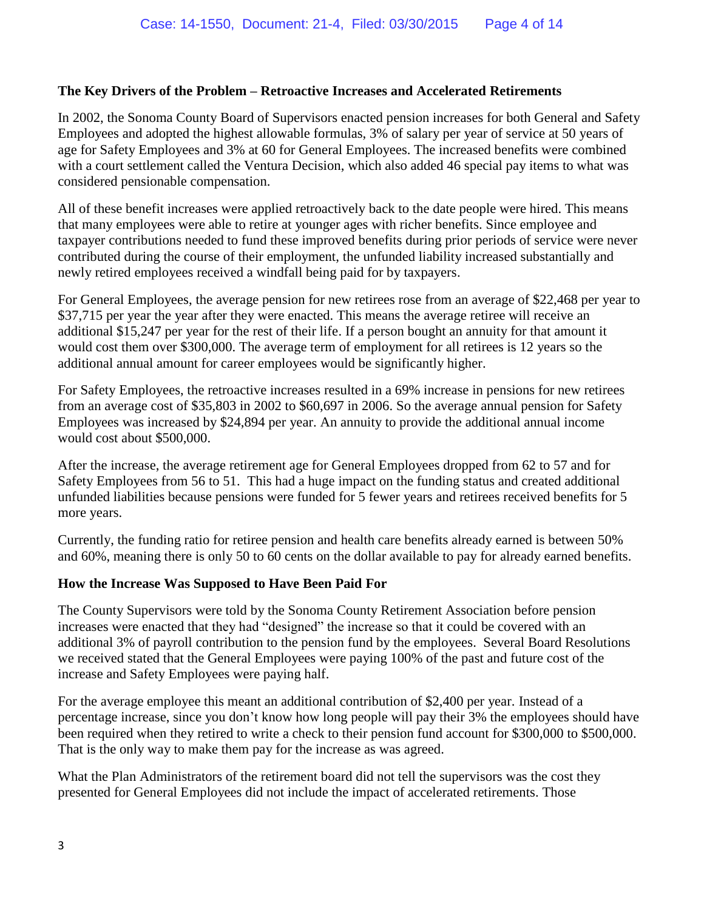**The Key Drivers of the Problem – Retroactive Increases and Accelerated Retirements**

In 2002, the Sonoma County Board of Supervisors enacted pension increases for both General and Safety Employees and adopted the highest allowable formulas, 3% of salary per year of service at 50 years of age for Safety Employees and 3% at 60 for General Employees. The increased benefits were combined with a court settlement called the Ventura Decision, which also added 46 special pay items to what was considered pensionable compensation.

All of these benefit increases were applied retroactively back to the date people were hired. This means that many employees were able to retire at younger ages with richer benefits. Since employee and taxpayer contributions needed to fund these improved benefits during prior periods of service were never contributed during the course of their employment, the unfunded liability increased substantially and newly retired employees received a windfall being paid for by taxpayers.

For General Employees, the average pension for new retirees rose from an average of $22,468 per year to $37,715 per year the year after they were enacted. This means the average retiree will receive an additional $15,247 per year for the rest of their life. If a person bought an annuity for that amount it would cost them over $300,000. The average term of employment for all retirees is 12 years so the additional annual amount for career employees would be significantly higher.

For Safety Employees, the retroactive increases resulted in a 69% increase in pensions for new retirees from an average cost of $35,803 in 2002 to $60,697 in 2006. So the average annual pension for Safety Employees was increased by $24,894 per year. An annuity to provide the additional annual income would cost about $500,000.

After the increase, the average retirement age for General Employees dropped from 62 to 57 and for Safety Employees from 56 to 51. This had a huge impact on the funding status and created additional unfunded liabilities because pensions were funded for 5 fewer years and retirees received benefits for 5 more years.

Currently, the funding ratio for retiree pension and health care benefits already earned is between 50% and 60%, meaning there is only 50 to 60 cents on the dollar available to pay for already earned benefits.

**How the Increase Was Supposed to Have Been Paid For**

The County Supervisors were told by the Sonoma County Retirement Association before pension increases were enacted that they had "designed" the increase so that it could be covered with an additional 3% of payroll contribution to the pension fund by the employees. Several Board Resolutions we received stated that the General Employees were paying 100% of the past and future cost of the increase and Safety Employees were paying half.

For the average employee this meant an additional contribution of $2,400 per year. Instead of a percentage increase, since you don't know how long people will pay their 3% the employees should have been required when they retired to write a check to their pension fund account for $300,000 to $500,000. That is the only way to make them pay for the increase as was agreed.

What the Plan Administrators of the retirement board did not tell the supervisors was the cost they presented for General Employees did not include the impact of accelerated retirements. Those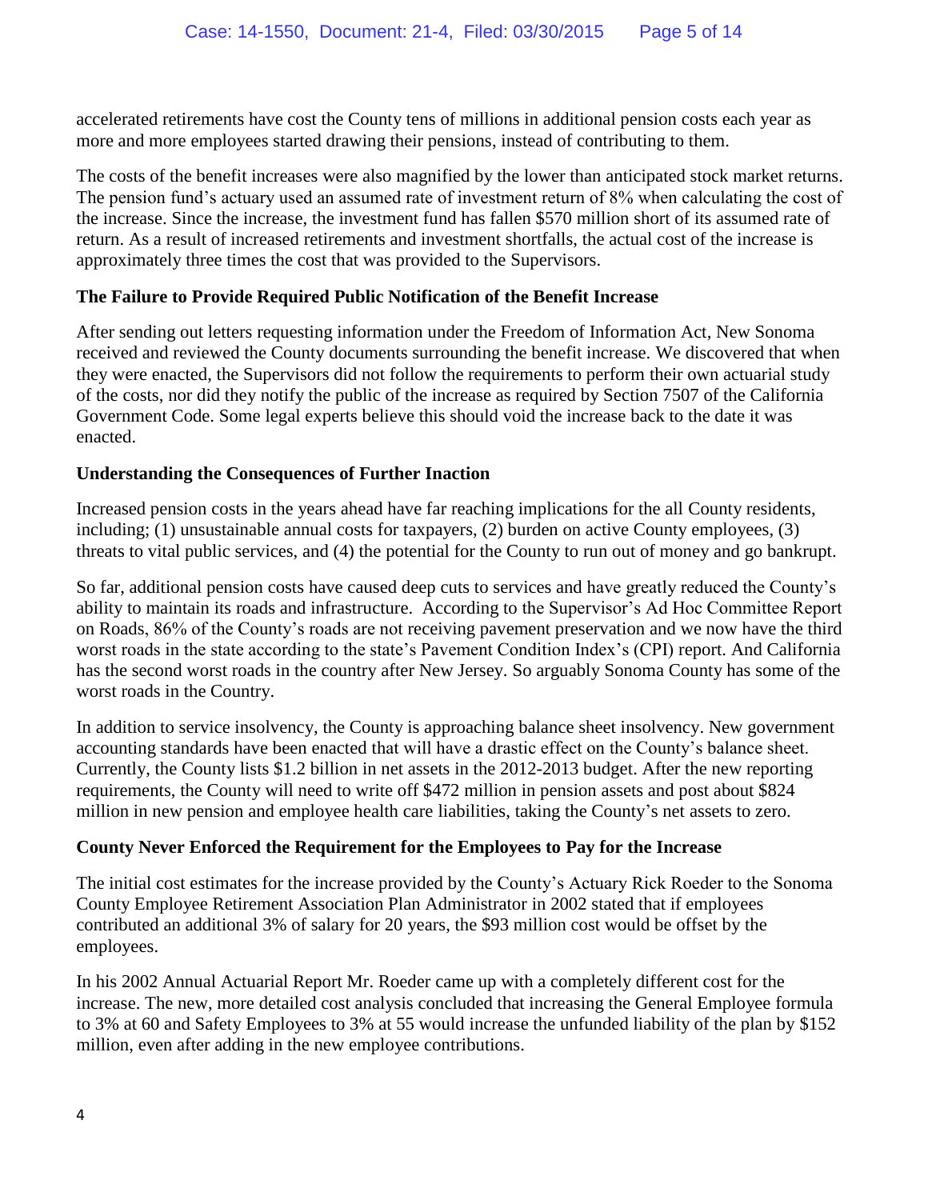accelerated retirements have cost the County tens of millions in additional pension costs each year as more and more employees started drawing their pensions, instead of contributing to them.

The costs of the benefit increases were also magnified by the lower than anticipated stock market returns. The pension fund's actuary used an assumed rate of investment return of 8% when calculating the cost of the increase. Since the increase, the investment fund has fallen $570 million short of its assumed rate of return. As a result of increased retirements and investment shortfalls, the actual cost of the increase is approximately three times the cost that was provided to the Supervisors.

**The Failure to Provide Required Public Notification of the Benefit Increase**

After sending out letters requesting information under the Freedom of Information Act, New Sonoma received and reviewed the County documents surrounding the benefit increase. We discovered that when they were enacted, the Supervisors did not follow the requirements to perform their own actuarial study of the costs, nor did they notify the public of the increase as required by Section 7507 of the California Government Code. Some legal experts believe this should void the increase back to the date it was enacted.

**Understanding the Consequences of Further Inaction**

Increased pension costs in the years ahead have far reaching implications for the all County residents, including; (1) unsustainable annual costs for taxpayers, (2) burden on active County employees, (3) threats to vital public services, and (4) the potential for the County to run out of money and go bankrupt.

So far, additional pension costs have caused deep cuts to services and have greatly reduced the County's ability to maintain its roads and infrastructure. According to the Supervisor's Ad Hoc Committee Report on Roads, 86% of the County's roads are not receiving pavement preservation and we now have the third worst roads in the state according to the state's Pavement Condition Index's (CPI) report. And California has the second worst roads in the country after New Jersey. So arguably Sonoma County has some of the worst roads in the Country.

In addition to service insolvency, the County is approaching balance sheet insolvency. New government accounting standards have been enacted that will have a drastic effect on the County's balance sheet. Currently, the County lists $1.2 billion in net assets in the 2012-2013 budget. After the new reporting requirements, the County will need to write off $472 million in pension assets and post about $824 million in new pension and employee health care liabilities, taking the County's net assets to zero.

**County Never Enforced the Requirement for the Employees to Pay for the Increase**

The initial cost estimates for the increase provided by the County's Actuary Rick Roeder to the Sonoma County Employee Retirement Association Plan Administrator in 2002 stated that if employees contributed an additional 3% of salary for 20 years, the $93 million cost would be offset by the employees.

In his 2002 Annual Actuarial Report Mr. Roeder came up with a completely different cost for the increase. The new, more detailed cost analysis concluded that increasing the General Employee formula to 3% at 60 and Safety Employees to 3% at 55 would increase the unfunded liability of the plan by $152 million, even after adding in the new employee contributions.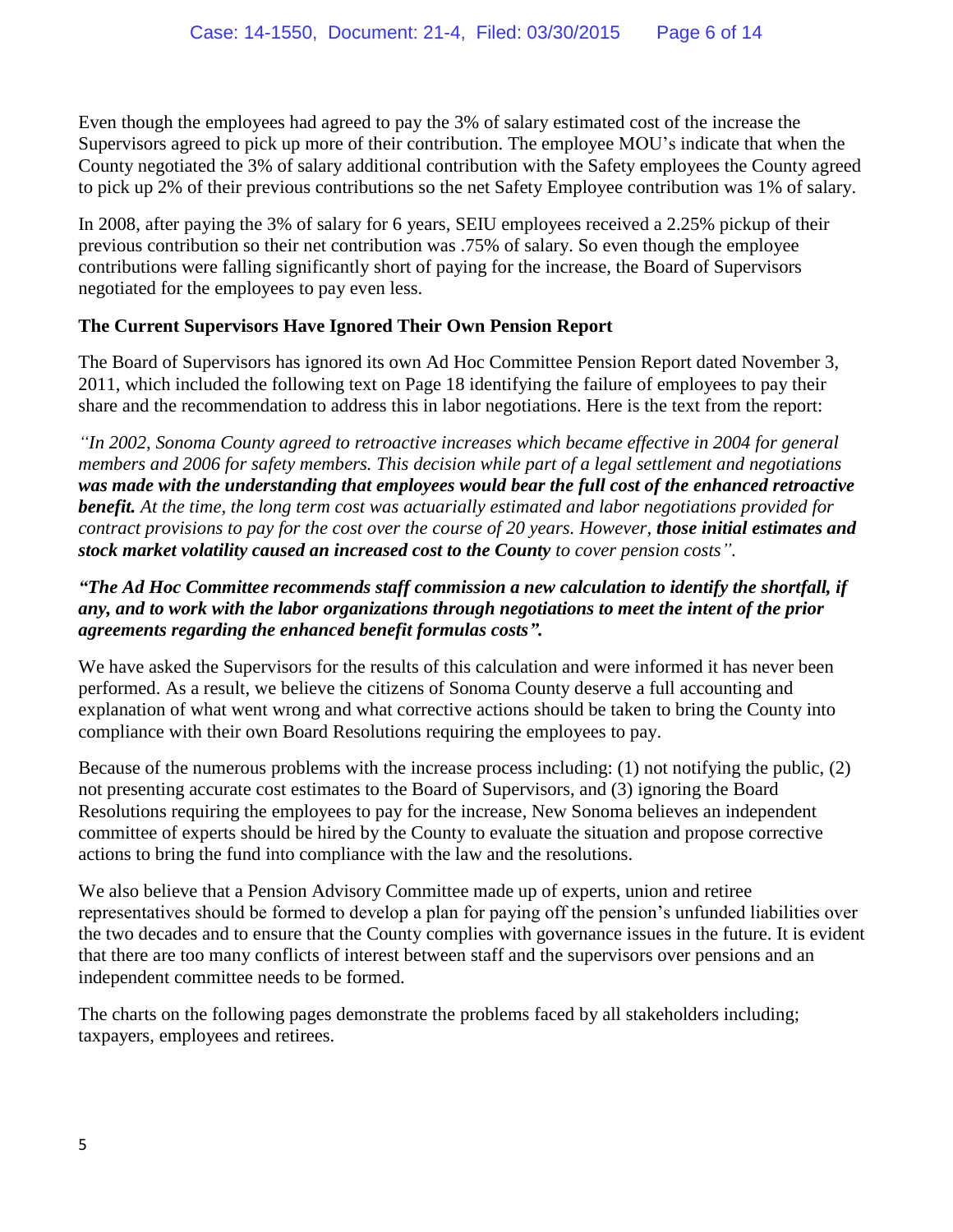Even though the employees had agreed to pay the 3% of salary estimated cost of the increase the Supervisors agreed to pick up more of their contribution. The employee MOU's indicate that when the County negotiated the 3% of salary additional contribution with the Safety employees the County agreed to pick up 2% of their previous contributions so the net Safety Employee contribution was 1% of salary.

In 2008, after paying the 3% of salary for 6 years, SEIU employees received a 2.25% pickup of their previous contribution so their net contribution was .75% of salary. So even though the employee contributions were falling significantly short of paying for the increase, the Board of Supervisors negotiated for the employees to pay even less.

**The Current Supervisors Have Ignored Their Own Pension Report**

The Board of Supervisors has ignored its own Ad Hoc Committee Pension Report dated November 3, 2011, which included the following text on Page 18 identifying the failure of employees to pay their share and the recommendation to address this in labor negotiations. Here is the text from the report:

*"In 2002, Sonoma County agreed to retroactive increases which became effective in 2004 for general members and 2006 for safety members. This decision while part of a legal settlement and negotiations* ***was made with the understanding that employees would bear the full cost of the enhanced retroactive benefit.*** *At the time, the long term cost was actuarially estimated and labor negotiations provided for contract provisions to pay for the cost over the course of 20 years. However,* ***those initial estimates and stock market volatility caused an increased cost to the County*** *to cover pension costs".*

***"The Ad Hoc Committee recommends staff commission a new calculation to identify the shortfall, if any, and to work with the labor organizations through negotiations to meet the intent of the prior agreements regarding the enhanced benefit formulas costs".***

We have asked the Supervisors for the results of this calculation and were informed it has never been performed. As a result, we believe the citizens of Sonoma County deserve a full accounting and explanation of what went wrong and what corrective actions should be taken to bring the County into compliance with their own Board Resolutions requiring the employees to pay.

Because of the numerous problems with the increase process including: (1) not notifying the public, (2) not presenting accurate cost estimates to the Board of Supervisors, and (3) ignoring the Board Resolutions requiring the employees to pay for the increase, New Sonoma believes an independent committee of experts should be hired by the County to evaluate the situation and propose corrective actions to bring the fund into compliance with the law and the resolutions.

We also believe that a Pension Advisory Committee made up of experts, union and retiree representatives should be formed to develop a plan for paying off the pension's unfunded liabilities over the two decades and to ensure that the County complies with governance issues in the future. It is evident that there are too many conflicts of interest between staff and the supervisors over pensions and an independent committee needs to be formed.

The charts on the following pages demonstrate the problems faced by all stakeholders including; taxpayers, employees and retirees.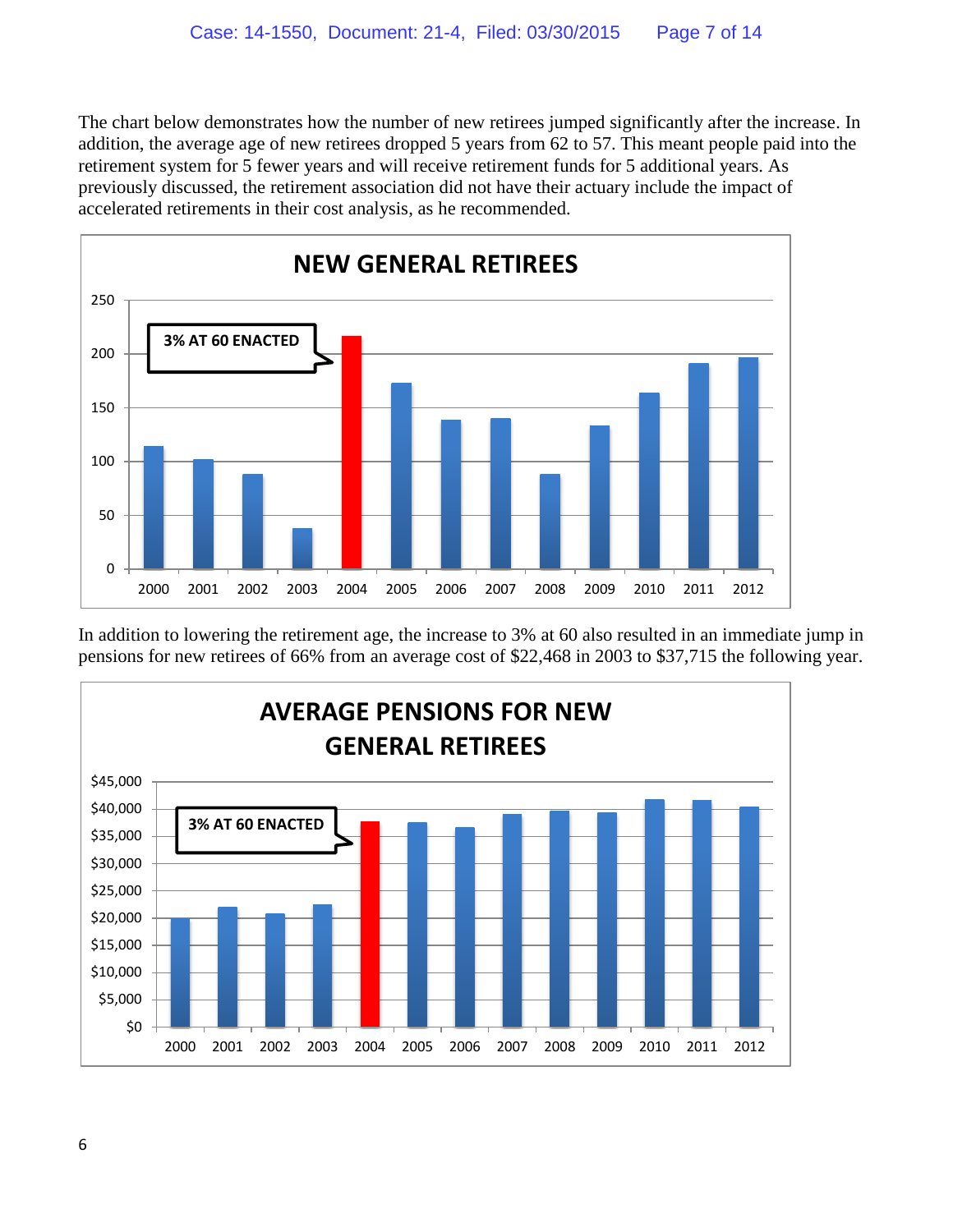The chart below demonstrates how the number of new retirees jumped significantly after the increase. In addition, the average age of new retirees dropped 5 years from 62 to 57. This meant people paid into the retirement system for 5 fewer years and will receive retirement funds for 5 additional years. As previously discussed, the retirement association did not have their actuary include the impact of accelerated retirements in their cost analysis, as he recommended.

**NEW GENERAL RETIREES**

3% AT 60 ENACTED

In addition to lowering the retirement age, the increase to 3% at 60 also resulted in an immediate jump in pensions for new retirees of 66% from an average cost of $22,468 in 2003 to $37,715 the following year.

**AVERAGE PENSIONS FOR NEW GENERAL RETIREES**

3% AT 60 ENACTED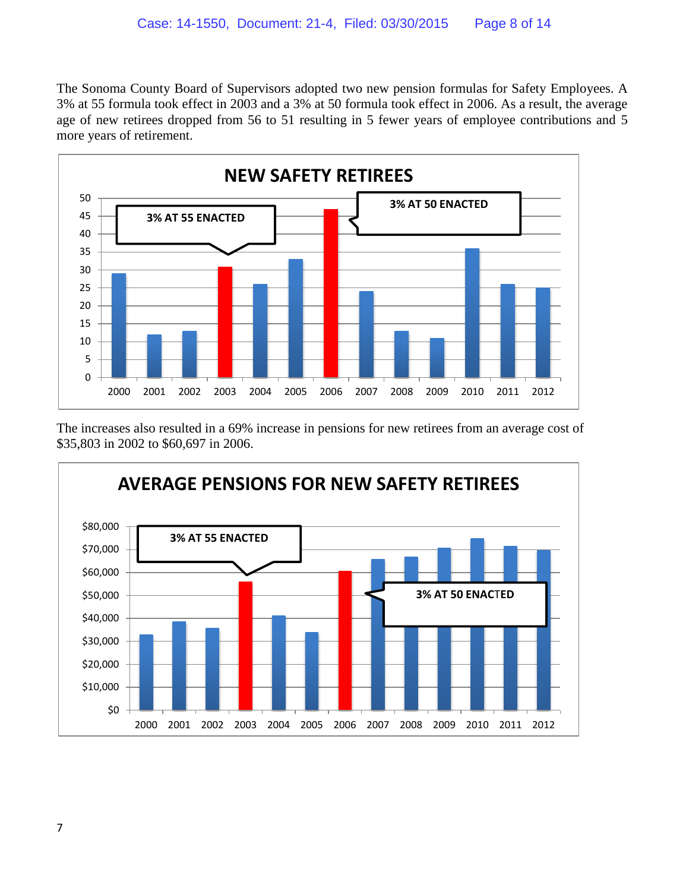The Sonoma County Board of Supervisors adopted two new pension formulas for Safety Employees. A 3% at 55 formula took effect in 2003 and a 3% at 50 formula took effect in 2006. As a result, the average age of new retirees dropped from 56 to 51 resulting in 5 fewer years of employee contributions and 5 more years of retirement.

**NEW SAFETY RETIREES**

3% AT 55 ENACTED

3% AT 50 ENACTED

| Year | New Safety Retirees |
|---|---|
| 2000 | 29 |
| 2001 | 12 |
| 2002 | 13 |
| 2003 | 31 |
| 2004 | 26 |
| 2005 | 33 |
| 2006 | 47 |
| 2007 | 24 |
| 2008 | 13 |
| 2009 | 11 |
| 2010 | 36 |
| 2011 | 26 |
| 2012 | 25 |

The increases also resulted in a 69% increase in pensions for new retirees from an average cost of $35,803 in 2002 to $60,697 in 2006.

**AVERAGE PENSIONS FOR NEW SAFETY RETIREES**

3% AT 55 ENACTED

3% AT 50 ENACTED

| Year | Average Pension (approx.) |
|---|---|
| 2000 | $33,000 |
| 2001 | $38,500 |
| 2002 | $35,803 |
| 2003 | $56,000 |
| 2004 | $41,000 |
| 2005 | $34,000 |
| 2006 | $60,697 |
| 2007 | $66,000 |
| 2008 | $67,000 |
| 2009 | $70,500 |
| 2010 | $75,000 |
| 2011 | $71,500 |
| 2012 | $70,000 |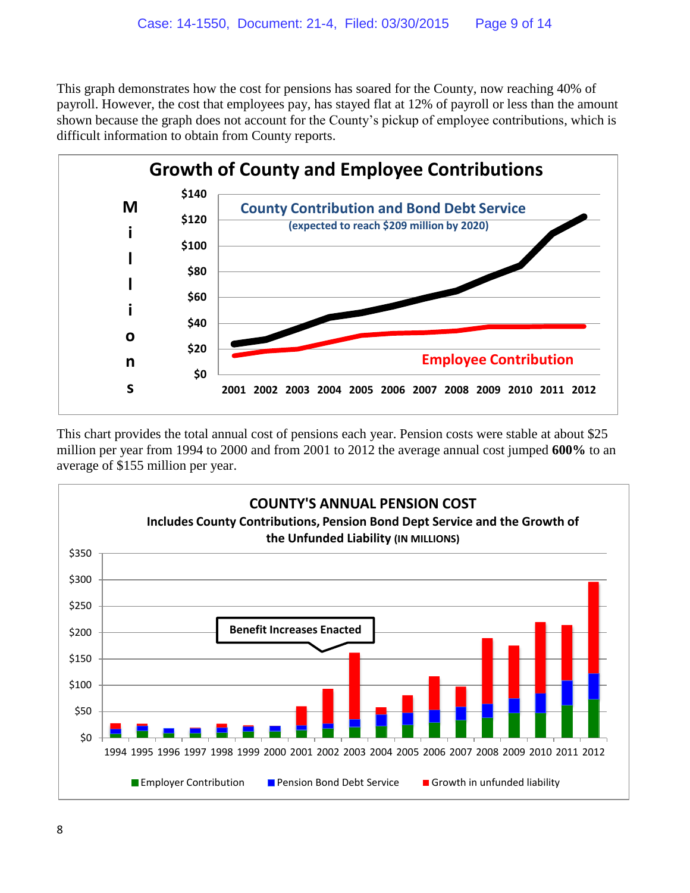This graph demonstrates how the cost for pensions has soared for the County, now reaching 40% of payroll. However, the cost that employees pay, has stayed flat at 12% of payroll or less than the amount shown because the graph does not account for the County's pickup of employee contributions, which is difficult information to obtain from County reports.

**Growth of County and Employee Contributions**

County Contribution and Bond Debt Service (expected to reach $209 million by 2020)

Employee Contribution

Millions: $0, $20, $40, $60, $80, $100, $120, $140

2001 2002 2003 2004 2005 2006 2007 2008 2009 2010 2011 2012

This chart provides the total annual cost of pensions each year. Pension costs were stable at about $25 million per year from 1994 to 2000 and from 2001 to 2012 the average annual cost jumped **600%** to an average of $155 million per year.

**COUNTY'S ANNUAL PENSION COST**

**Includes County Contributions, Pension Bond Dept Service and the Growth of the Unfunded Liability (IN MILLIONS)**

Benefit Increases Enacted

$0, $50, $100, $150, $200, $250, $300, $350

1994 1995 1996 1997 1998 1999 2000 2001 2002 2003 2004 2005 2006 2007 2008 2009 2010 2011 2012

Employer Contribution | Pension Bond Debt Service | Growth in unfunded liability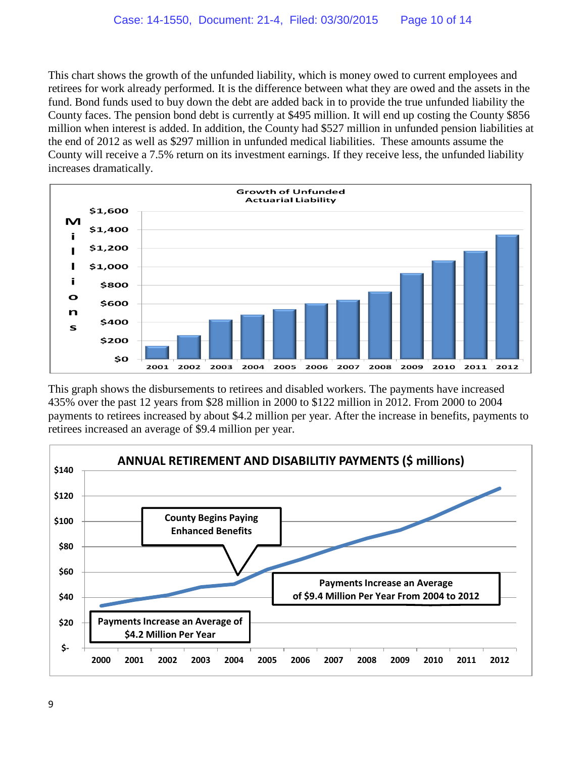This chart shows the growth of the unfunded liability, which is money owed to current employees and retirees for work already performed. It is the difference between what they are owed and the assets in the fund. Bond funds used to buy down the debt are added back in to provide the true unfunded liability the County faces. The pension bond debt is currently at $495 million. It will end up costing the County $856 million when interest is added. In addition, the County had $527 million in unfunded pension liabilities at the end of 2012 as well as $297 million in unfunded medical liabilities. These amounts assume the County will receive a 7.5% return on its investment earnings. If they receive less, the unfunded liability increases dramatically.

**Growth of Unfunded Actuarial Liability**

This graph shows the disbursements to retirees and disabled workers. The payments have increased 435% over the past 12 years from $28 million in 2000 to $122 million in 2012. From 2000 to 2004 payments to retirees increased by about $4.2 million per year. After the increase in benefits, payments to retirees increased an average of $9.4 million per year.

**ANNUAL RETIREMENT AND DISABILITIY PAYMENTS ($ millions)**

County Begins Paying Enhanced Benefits

Payments Increase an Average of $4.2 Million Per Year

Payments Increase an Average of $9.4 Million Per Year From 2004 to 2012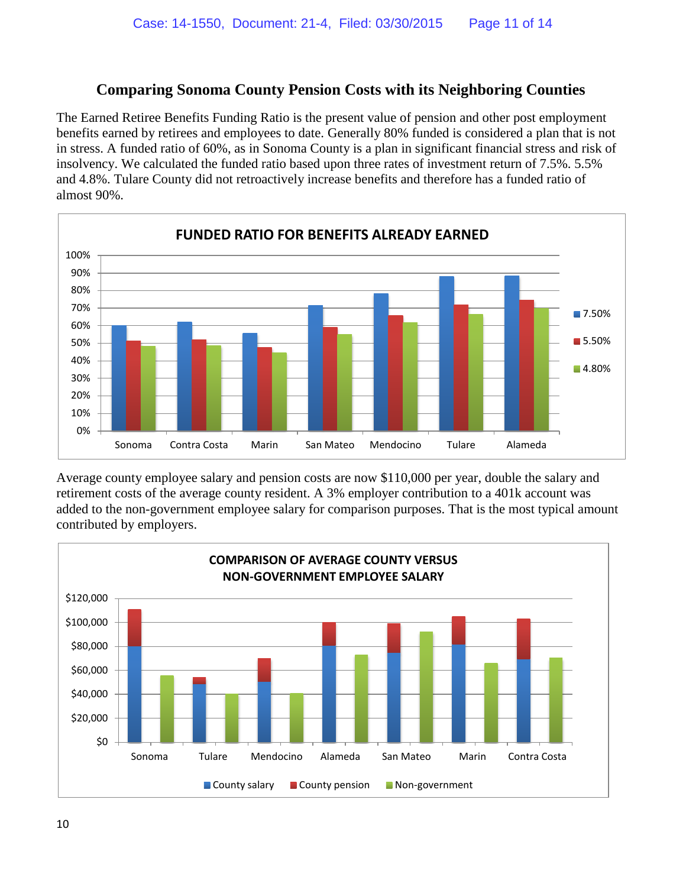## Comparing Sonoma County Pension Costs with its Neighboring Counties

The Earned Retiree Benefits Funding Ratio is the present value of pension and other post employment benefits earned by retirees and employees to date. Generally 80% funded is considered a plan that is not in stress. A funded ratio of 60%, as in Sonoma County is a plan in significant financial stress and risk of insolvency. We calculated the funded ratio based upon three rates of investment return of 7.5%. 5.5% and 4.8%. Tulare County did not retroactively increase benefits and therefore has a funded ratio of almost 90%.

**FUNDED RATIO FOR BENEFITS ALREADY EARNED**

Average county employee salary and pension costs are now $110,000 per year, double the salary and retirement costs of the average county resident. A 3% employer contribution to a 401k account was added to the non-government employee salary for comparison purposes. That is the most typical amount contributed by employers.

**COMPARISON OF AVERAGE COUNTY VERSUS NON-GOVERNMENT EMPLOYEE SALARY**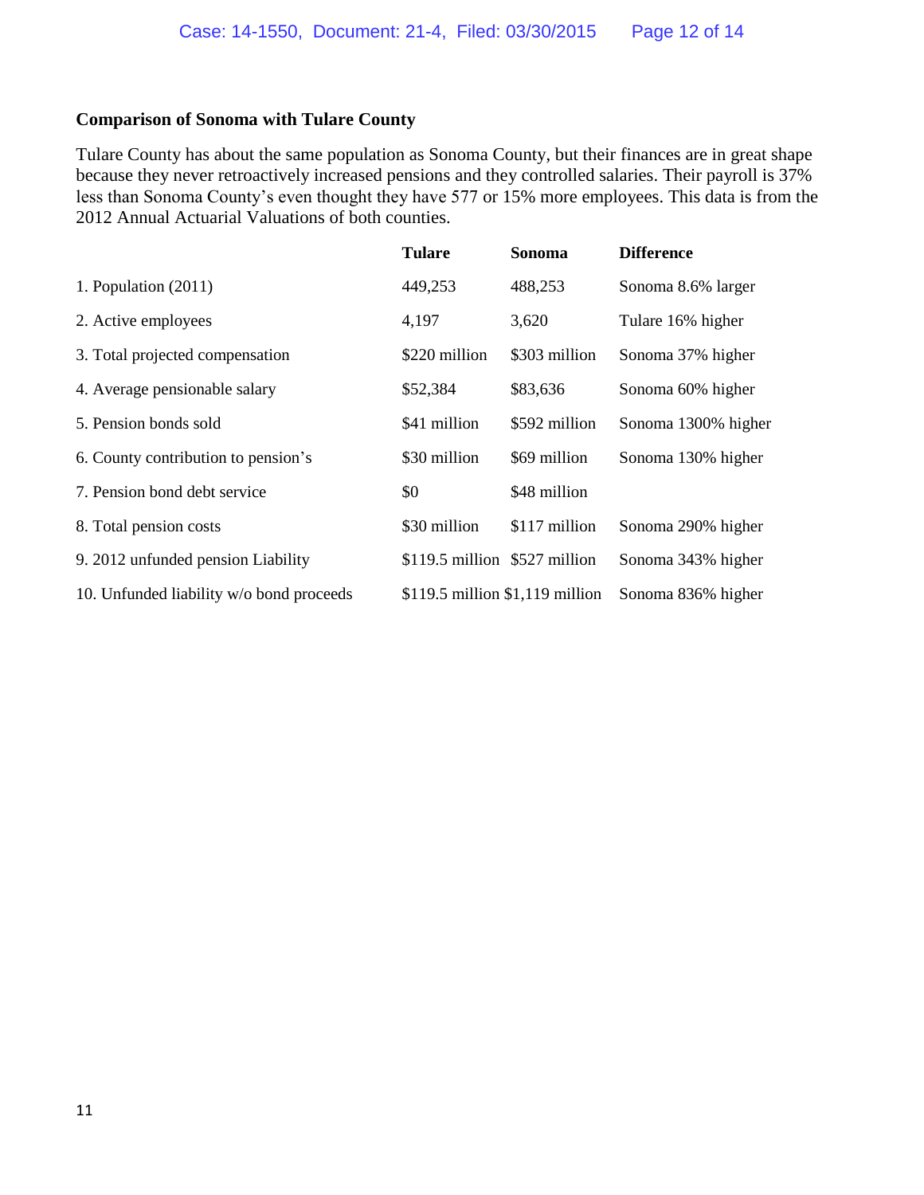**Comparison of Sonoma with Tulare County**

Tulare County has about the same population as Sonoma County, but their finances are in great shape because they never retroactively increased pensions and they controlled salaries. Their payroll is 37% less than Sonoma County's even thought they have 577 or 15% more employees. This data is from the 2012 Annual Actuarial Valuations of both counties.

| | Tulare | Sonoma | Difference |
|---|---|---|---|
| 1. Population (2011) | 449,253 | 488,253 | Sonoma 8.6% larger |
| 2. Active employees | 4,197 | 3,620 | Tulare 16% higher |
| 3. Total projected compensation | $220 million | $303 million | Sonoma 37% higher |
| 4. Average pensionable salary | $52,384 | $83,636 | Sonoma 60% higher |
| 5. Pension bonds sold | $41 million | $592 million | Sonoma 1300% higher |
| 6. County contribution to pension's | $30 million | $69 million | Sonoma 130% higher |
| 7. Pension bond debt service | $0 | $48 million | |
| 8. Total pension costs | $30 million | $117 million | Sonoma 290% higher |
| 9. 2012 unfunded pension Liability | $119.5 million | $527 million | Sonoma 343% higher |
| 10. Unfunded liability w/o bond proceeds | $119.5 million | $1,119 million | Sonoma 836% higher |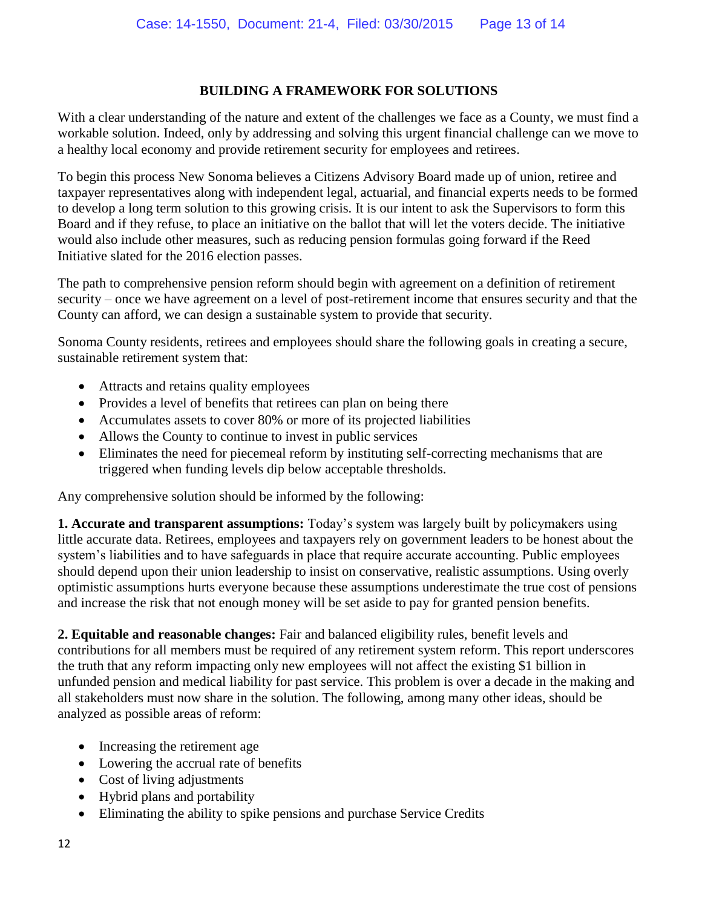## BUILDING A FRAMEWORK FOR SOLUTIONS

With a clear understanding of the nature and extent of the challenges we face as a County, we must find a workable solution. Indeed, only by addressing and solving this urgent financial challenge can we move to a healthy local economy and provide retirement security for employees and retirees.

To begin this process New Sonoma believes a Citizens Advisory Board made up of union, retiree and taxpayer representatives along with independent legal, actuarial, and financial experts needs to be formed to develop a long term solution to this growing crisis. It is our intent to ask the Supervisors to form this Board and if they refuse, to place an initiative on the ballot that will let the voters decide. The initiative would also include other measures, such as reducing pension formulas going forward if the Reed Initiative slated for the 2016 election passes.

The path to comprehensive pension reform should begin with agreement on a definition of retirement security – once we have agreement on a level of post-retirement income that ensures security and that the County can afford, we can design a sustainable system to provide that security.

Sonoma County residents, retirees and employees should share the following goals in creating a secure, sustainable retirement system that:

- Attracts and retains quality employees
- Provides a level of benefits that retirees can plan on being there
- Accumulates assets to cover 80% or more of its projected liabilities
- Allows the County to continue to invest in public services
- Eliminates the need for piecemeal reform by instituting self-correcting mechanisms that are triggered when funding levels dip below acceptable thresholds.

Any comprehensive solution should be informed by the following:

**1. Accurate and transparent assumptions:** Today's system was largely built by policymakers using little accurate data. Retirees, employees and taxpayers rely on government leaders to be honest about the system's liabilities and to have safeguards in place that require accurate accounting. Public employees should depend upon their union leadership to insist on conservative, realistic assumptions. Using overly optimistic assumptions hurts everyone because these assumptions underestimate the true cost of pensions and increase the risk that not enough money will be set aside to pay for granted pension benefits.

**2. Equitable and reasonable changes:** Fair and balanced eligibility rules, benefit levels and contributions for all members must be required of any retirement system reform. This report underscores the truth that any reform impacting only new employees will not affect the existing $1 billion in unfunded pension and medical liability for past service. This problem is over a decade in the making and all stakeholders must now share in the solution. The following, among many other ideas, should be analyzed as possible areas of reform:

- Increasing the retirement age
- Lowering the accrual rate of benefits
- Cost of living adjustments
- Hybrid plans and portability
- Eliminating the ability to spike pensions and purchase Service Credits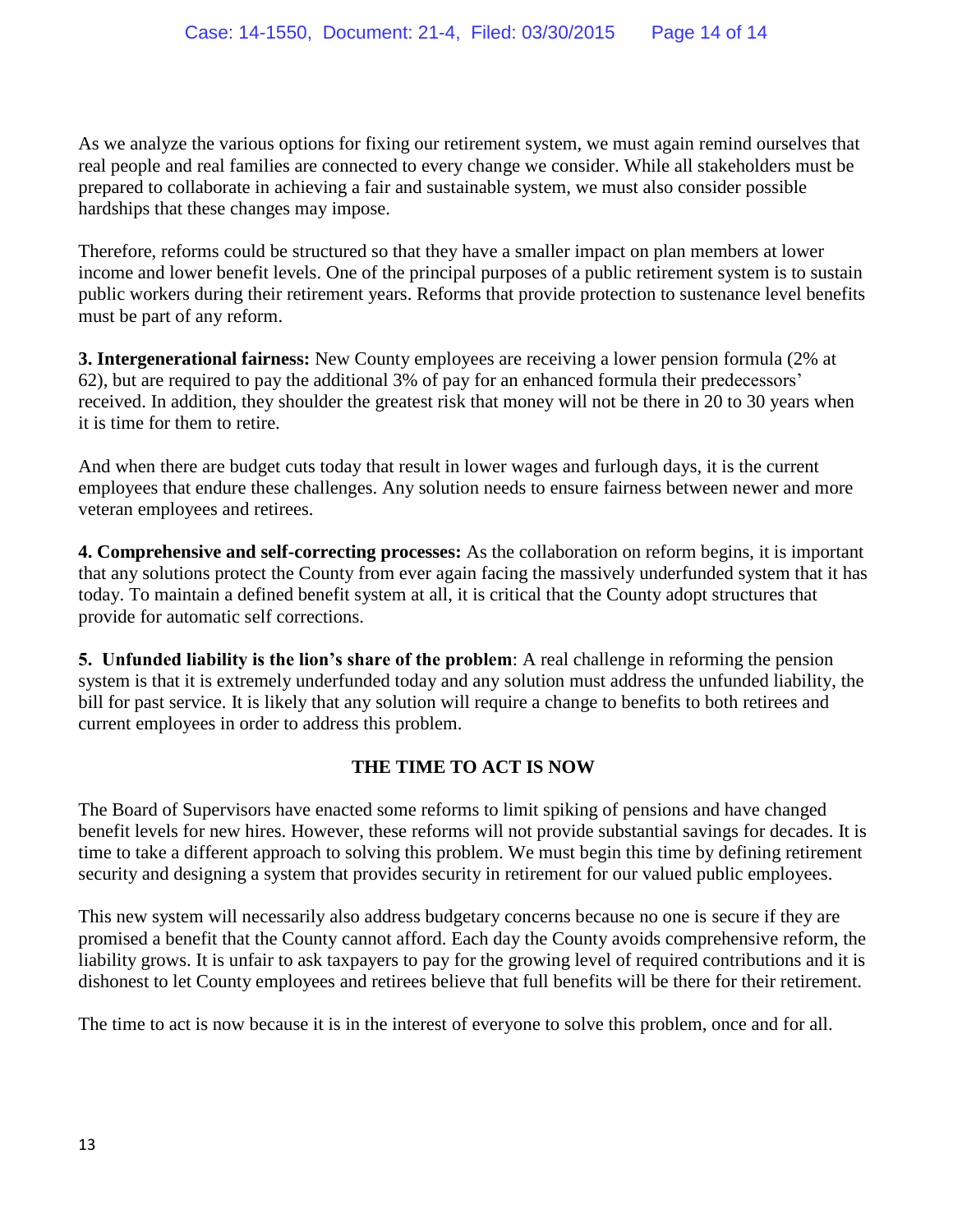As we analyze the various options for fixing our retirement system, we must again remind ourselves that real people and real families are connected to every change we consider. While all stakeholders must be prepared to collaborate in achieving a fair and sustainable system, we must also consider possible hardships that these changes may impose.

Therefore, reforms could be structured so that they have a smaller impact on plan members at lower income and lower benefit levels. One of the principal purposes of a public retirement system is to sustain public workers during their retirement years. Reforms that provide protection to sustenance level benefits must be part of any reform.

**3. Intergenerational fairness:** New County employees are receiving a lower pension formula (2% at 62), but are required to pay the additional 3% of pay for an enhanced formula their predecessors' received. In addition, they shoulder the greatest risk that money will not be there in 20 to 30 years when it is time for them to retire.

And when there are budget cuts today that result in lower wages and furlough days, it is the current employees that endure these challenges. Any solution needs to ensure fairness between newer and more veteran employees and retirees.

**4. Comprehensive and self-correcting processes:** As the collaboration on reform begins, it is important that any solutions protect the County from ever again facing the massively underfunded system that it has today. To maintain a defined benefit system at all, it is critical that the County adopt structures that provide for automatic self corrections.

**5. Unfunded liability is the lion's share of the problem**: A real challenge in reforming the pension system is that it is extremely underfunded today and any solution must address the unfunded liability, the bill for past service. It is likely that any solution will require a change to benefits to both retirees and current employees in order to address this problem.

## THE TIME TO ACT IS NOW

The Board of Supervisors have enacted some reforms to limit spiking of pensions and have changed benefit levels for new hires. However, these reforms will not provide substantial savings for decades. It is time to take a different approach to solving this problem. We must begin this time by defining retirement security and designing a system that provides security in retirement for our valued public employees.

This new system will necessarily also address budgetary concerns because no one is secure if they are promised a benefit that the County cannot afford. Each day the County avoids comprehensive reform, the liability grows. It is unfair to ask taxpayers to pay for the growing level of required contributions and it is dishonest to let County employees and retirees believe that full benefits will be there for their retirement.

The time to act is now because it is in the interest of everyone to solve this problem, once and for all.